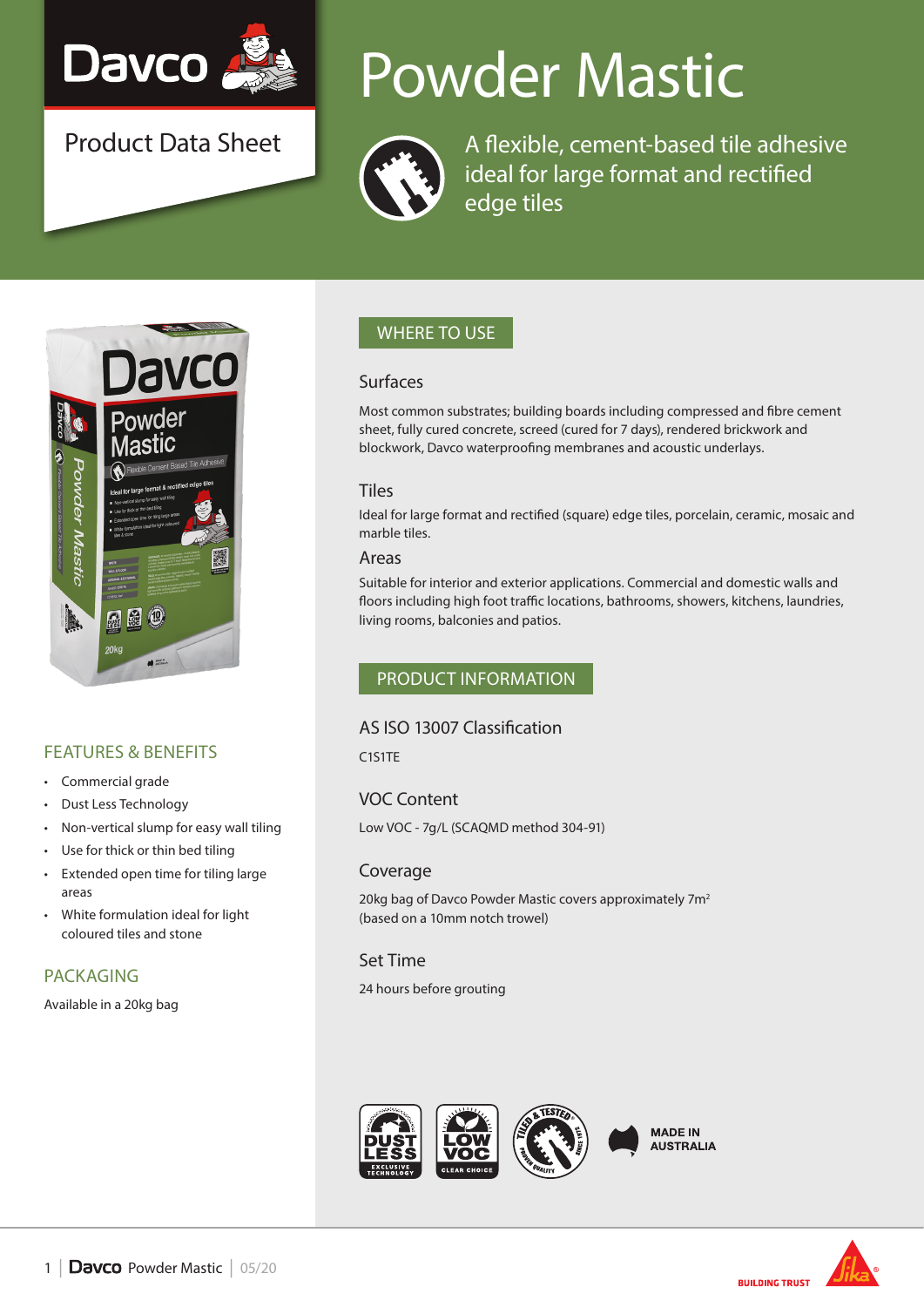# Powder Mastic

Davco

Product Data Sheet

A flexible, cement-based tile adhesive ideal for large format and rectified edge tiles

## FEATURES & BENEFITS

- Commercial grade
- Dust Less Technology
- Non-vertical slump for easy wall tiling
- Use for thick or thin bed tiling
- Extended open time for tiling large areas
- White formulation ideal for light coloured tiles and stone

## PACKAGING

Available in a 20kg bag

## WHERE TO USE

### Surfaces

Most common substrates; building boards including compressed and fibre cement sheet, fully cured concrete, screed (cured for 7 days), rendered brickwork and blockwork, Davco waterproofing membranes and acoustic underlays.

### Tiles

Ideal for large format and rectified (square) edge tiles, porcelain, ceramic, mosaic and marble tiles.

### Areas

Suitable for interior and exterior applications. Commercial and domestic walls and floors including high foot traffic locations, bathrooms, showers, kitchens, laundries, living rooms, balconies and patios.

## PRODUCT INFORMATION

### AS ISO 13007 Classification

C1S1TE

### VOC Content

Low VOC - 7g/L (SCAQMD method 304-91)

### Coverage

20kg bag of Davco Powder Mastic covers approximately 7m$^2$ (based on a 10mm notch trowel)

### Set Time

24 hours before grouting

DUST LESS EXCLUSIVE TECHNOLOGY | LOW VOC CLEAR CHOICE | TILED & TESTED SINCE 1972 PROVEN QUALITY | MADE IN AUSTRALIA

BUILDING TRUST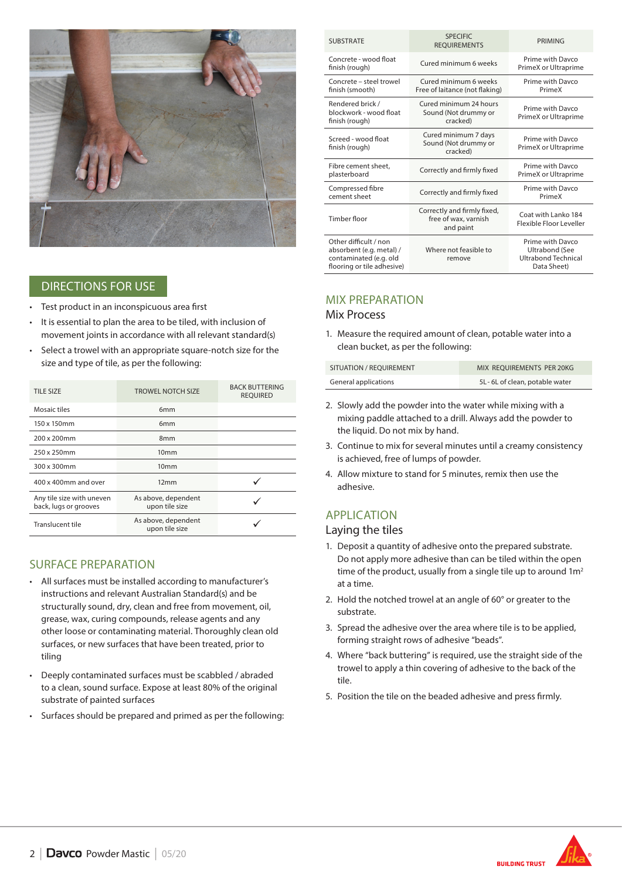## DIRECTIONS FOR USE

- Test product in an inconspicuous area first
- It is essential to plan the area to be tiled, with inclusion of movement joints in accordance with all relevant standard(s)
- Select a trowel with an appropriate square-notch size for the size and type of tile, as per the following:

| TILE SIZE | TROWEL NOTCH SIZE | BACK BUTTERING REQUIRED |
|---|---|---|
| Mosaic tiles | 6mm | |
| 150 x 150mm | 6mm | |
| 200 x 200mm | 8mm | |
| 250 x 250mm | 10mm | |
| 300 x 300mm | 10mm | |
| 400 x 400mm and over | 12mm | ✓ |
| Any tile size with uneven back, lugs or grooves | As above, dependent upon tile size | ✓ |
| Translucent tile | As above, dependent upon tile size | ✓ |

## SURFACE PREPARATION

- All surfaces must be installed according to manufacturer's instructions and relevant Australian Standard(s) and be structurally sound, dry, clean and free from movement, oil, grease, wax, curing compounds, release agents and any other loose or contaminating material. Thoroughly clean old surfaces, or new surfaces that have been treated, prior to tiling
- Deeply contaminated surfaces must be scabbled / abraded to a clean, sound surface. Expose at least 80% of the original substrate of painted surfaces
- Surfaces should be prepared and primed as per the following:

| SUBSTRATE | SPECIFIC REQUIREMENTS | PRIMING |
|---|---|---|
| Concrete - wood float finish (rough) | Cured minimum 6 weeks | Prime with Davco PrimeX or Ultraprime |
| Concrete – steel trowel finish (smooth) | Cured minimum 6 weeks Free of laitance (not flaking) | Prime with Davco PrimeX |
| Rendered brick / blockwork - wood float finish (rough) | Cured minimum 24 hours Sound (Not drummy or cracked) | Prime with Davco PrimeX or Ultraprime |
| Screed - wood float finish (rough) | Cured minimum 7 days Sound (Not drummy or cracked) | Prime with Davco PrimeX or Ultraprime |
| Fibre cement sheet, plasterboard | Correctly and firmly fixed | Prime with Davco PrimeX or Ultraprime |
| Compressed fibre cement sheet | Correctly and firmly fixed | Prime with Davco PrimeX |
| Timber floor | Correctly and firmly fixed, free of wax, varnish and paint | Coat with Lanko 184 Flexible Floor Leveller |
| Other difficult / non absorbent (e.g. metal) / contaminated (e.g. old flooring or tile adhesive) | Where not feasible to remove | Prime with Davco Ultrabond (See Ultrabond Technical Data Sheet) |

## MIX PREPARATION

### Mix Process

1. Measure the required amount of clean, potable water into a clean bucket, as per the following:

| SITUATION / REQUIREMENT | MIX REQUIREMENTS PER 20KG |
|---|---|
| General applications | 5L - 6L of clean, potable water |

2. Slowly add the powder into the water while mixing with a mixing paddle attached to a drill. Always add the powder to the liquid. Do not mix by hand.
3. Continue to mix for several minutes until a creamy consistency is achieved, free of lumps of powder.
4. Allow mixture to stand for 5 minutes, remix then use the adhesive.

## APPLICATION

### Laying the tiles

1. Deposit a quantity of adhesive onto the prepared substrate. Do not apply more adhesive than can be tiled within the open time of the product, usually from a single tile up to around 1m² at a time.
2. Hold the notched trowel at an angle of 60° or greater to the substrate.
3. Spread the adhesive over the area where tile is to be applied, forming straight rows of adhesive "beads".
4. Where "back buttering" is required, use the straight side of the trowel to apply a thin covering of adhesive to the back of the tile.
5. Position the tile on the beaded adhesive and press firmly.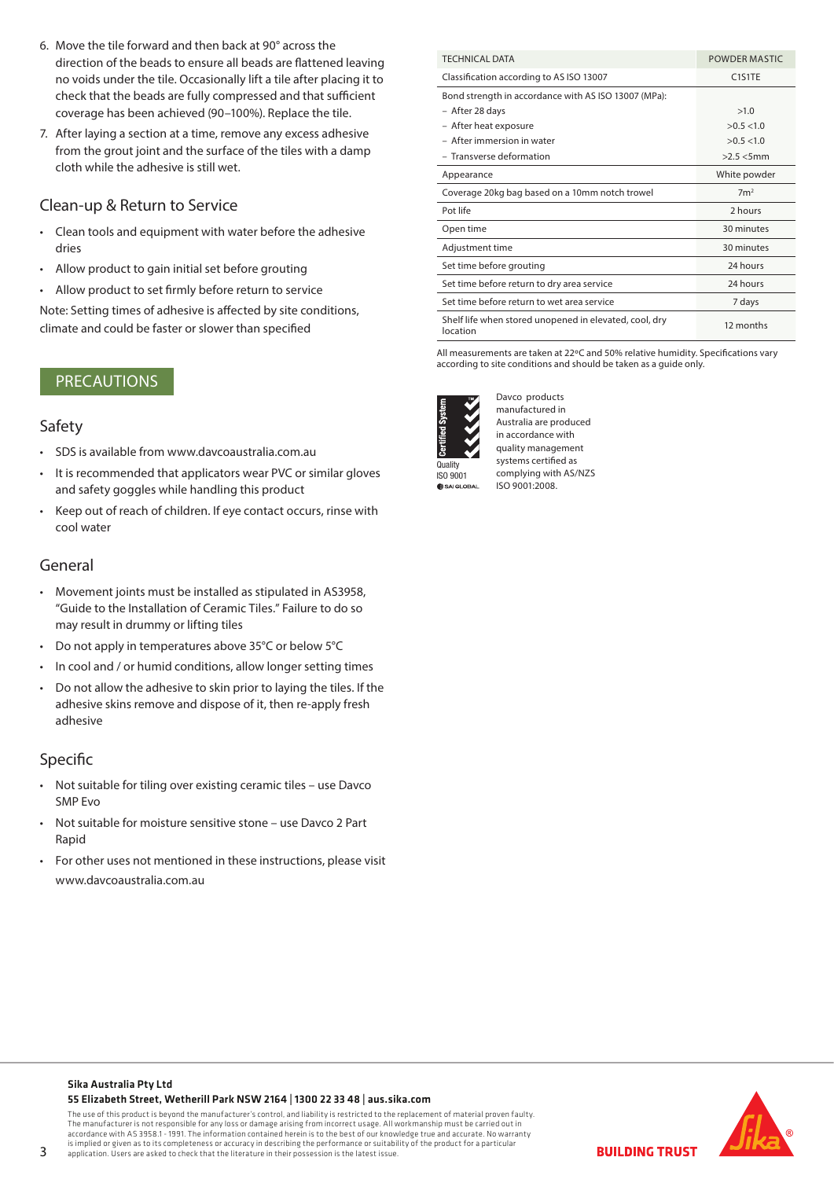6. Move the tile forward and then back at 90° across the direction of the beads to ensure all beads are flattened leaving no voids under the tile. Occasionally lift a tile after placing it to check that the beads are fully compressed and that sufficient coverage has been achieved (90–100%). Replace the tile.
7. After laying a section at a time, remove any excess adhesive from the grout joint and the surface of the tiles with a damp cloth while the adhesive is still wet.

## Clean-up & Return to Service

- Clean tools and equipment with water before the adhesive dries
- Allow product to gain initial set before grouting
- Allow product to set firmly before return to service

Note: Setting times of adhesive is affected by site conditions, climate and could be faster or slower than specified

## PRECAUTIONS

### Safety

- SDS is available from www.davcoaustralia.com.au
- It is recommended that applicators wear PVC or similar gloves and safety goggles while handling this product
- Keep out of reach of children. If eye contact occurs, rinse with cool water

### General

- Movement joints must be installed as stipulated in AS3958, "Guide to the Installation of Ceramic Tiles." Failure to do so may result in drummy or lifting tiles
- Do not apply in temperatures above 35°C or below 5°C
- In cool and / or humid conditions, allow longer setting times
- Do not allow the adhesive to skin prior to laying the tiles. If the adhesive skins remove and dispose of it, then re-apply fresh adhesive

### Specific

- Not suitable for tiling over existing ceramic tiles – use Davco SMP Evo
- Not suitable for moisture sensitive stone – use Davco 2 Part Rapid
- For other uses not mentioned in these instructions, please visit www.davcoaustralia.com.au

| TECHNICAL DATA | POWDER MASTIC |
|---|---|
| Classification according to AS ISO 13007 | C1S1TE |
| Bond strength in accordance with AS ISO 13007 (MPa): | |
| – After 28 days | >1.0 |
| – After heat exposure | >0.5 <1.0 |
| – After immersion in water | >0.5 <1.0 |
| – Transverse deformation | >2.5 <5mm |
| Appearance | White powder |
| Coverage 20kg bag based on a 10mm notch trowel | 7m² |
| Pot life | 2 hours |
| Open time | 30 minutes |
| Adjustment time | 30 minutes |
| Set time before grouting | 24 hours |
| Set time before return to dry area service | 24 hours |
| Set time before return to wet area service | 7 days |
| Shelf life when stored unopened in elevated, cool, dry location | 12 months |

All measurements are taken at 22ºC and 50% relative humidity. Specifications vary according to site conditions and should be taken as a guide only.

Certified System Quality ISO 9001 SAI GLOBAL

Davco products manufactured in Australia are produced in accordance with quality management systems certified as complying with AS/NZS ISO 9001:2008.

**Sika Australia Pty Ltd**
**55 Elizabeth Street, Wetherill Park NSW 2164 | 1300 22 33 48 | aus.sika.com**

The use of this product is beyond the manufacturer's control, and liability is restricted to the replacement of material proven faulty. The manufacturer is not responsible for any loss or damage arising from incorrect usage. All workmanship must be carried out in accordance with AS 3958.1 - 1991. The information contained herein is to the best of our knowledge true and accurate. No warranty is implied or given as to its completeness or accuracy in describing the performance or suitability of the product for a particular application. Users are asked to check that the literature in their possession is the latest issue.

BUILDING TRUST